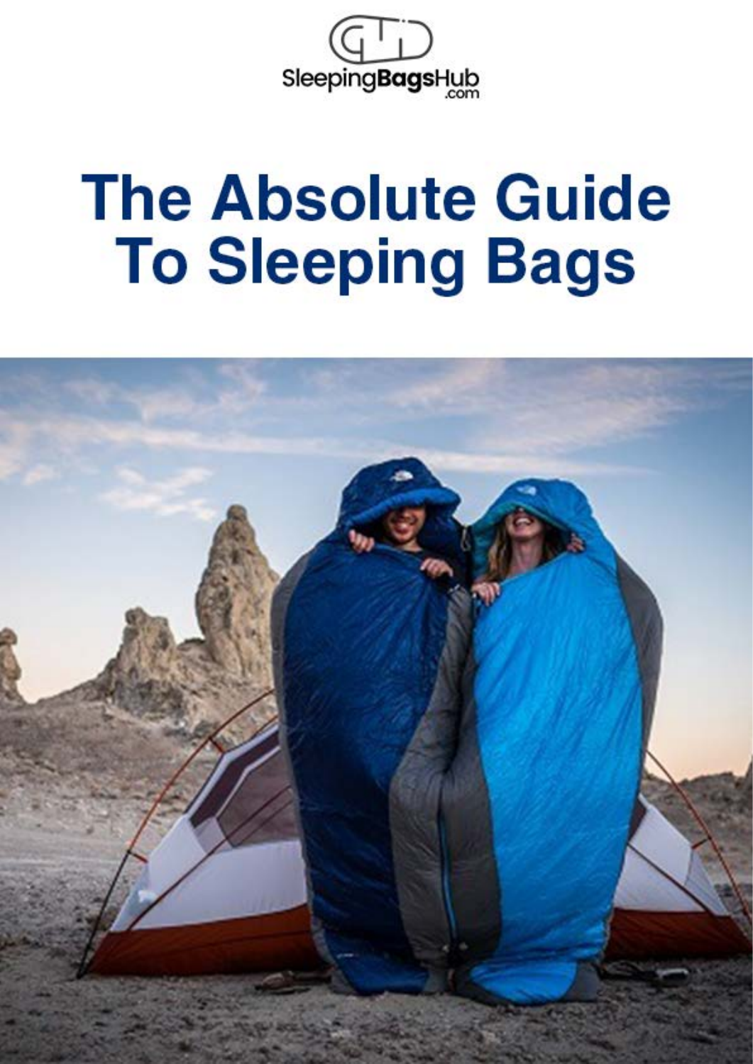SleepingBagsHub.com

# The Absolute Guide To Sleeping Bags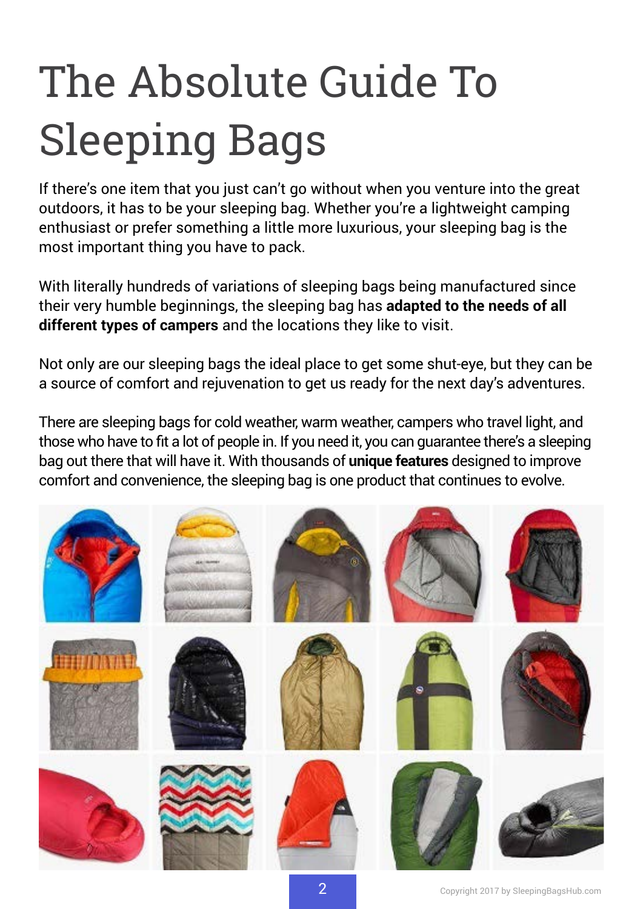# The Absolute Guide To Sleeping Bags

If there's one item that you just can't go without when you venture into the great outdoors, it has to be your sleeping bag. Whether you're a lightweight camping enthusiast or prefer something a little more luxurious, your sleeping bag is the most important thing you have to pack.

With literally hundreds of variations of sleeping bags being manufactured since their very humble beginnings, the sleeping bag has **adapted to the needs of all different types of campers** and the locations they like to visit.

Not only are our sleeping bags the ideal place to get some shut-eye, but they can be a source of comfort and rejuvenation to get us ready for the next day's adventures.

There are sleeping bags for cold weather, warm weather, campers who travel light, and those who have to fit a lot of people in. If you need it, you can guarantee there's a sleeping bag out there that will have it. With thousands of **unique features** designed to improve comfort and convenience, the sleeping bag is one product that continues to evolve.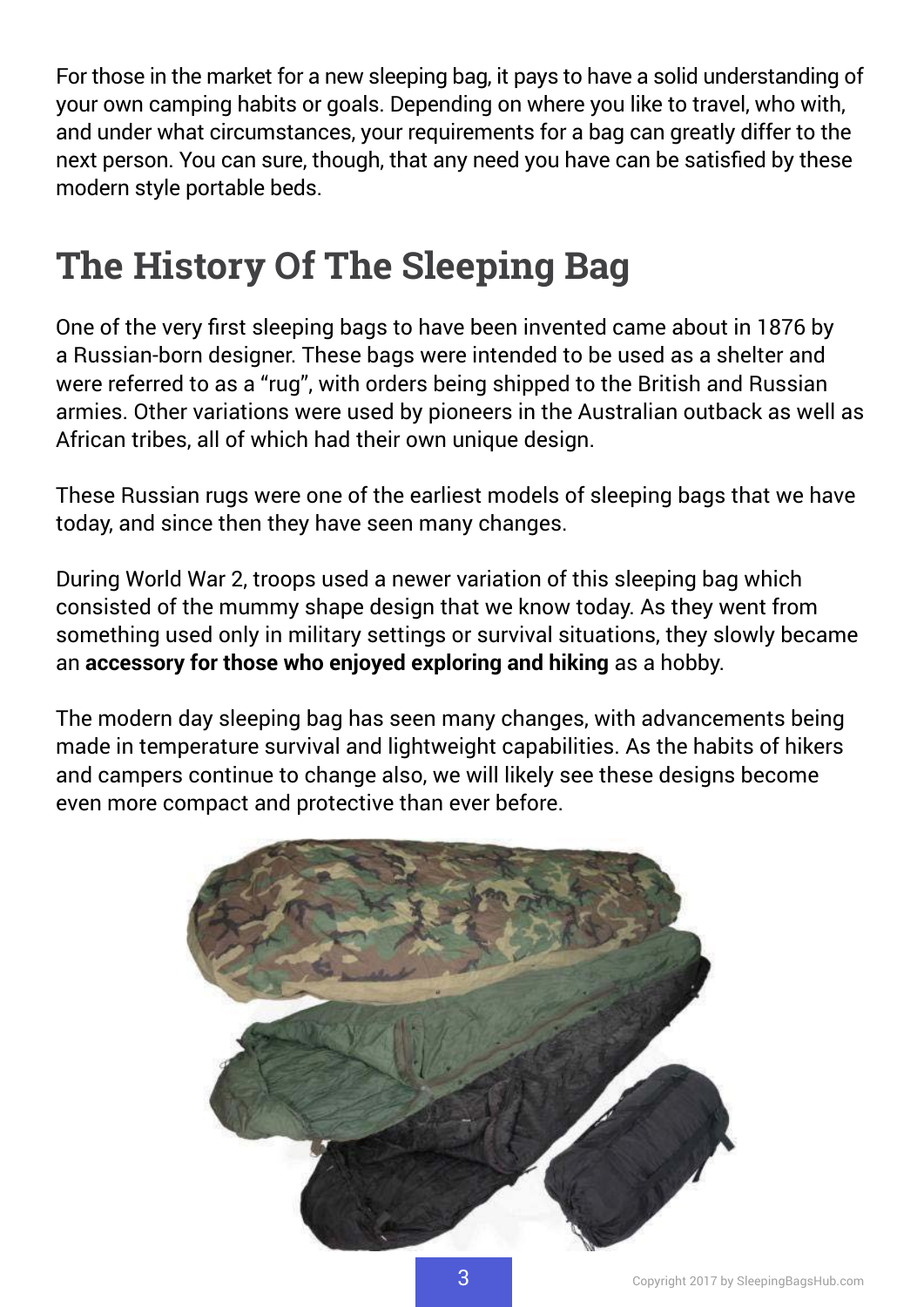For those in the market for a new sleeping bag, it pays to have a solid understanding of your own camping habits or goals. Depending on where you like to travel, who with, and under what circumstances, your requirements for a bag can greatly differ to the next person. You can sure, though, that any need you have can be satisfied by these modern style portable beds.

# The History Of The Sleeping Bag

One of the very first sleeping bags to have been invented came about in 1876 by a Russian-born designer. These bags were intended to be used as a shelter and were referred to as a "rug", with orders being shipped to the British and Russian armies. Other variations were used by pioneers in the Australian outback as well as African tribes, all of which had their own unique design.

These Russian rugs were one of the earliest models of sleeping bags that we have today, and since then they have seen many changes.

During World War 2, troops used a newer variation of this sleeping bag which consisted of the mummy shape design that we know today. As they went from something used only in military settings or survival situations, they slowly became an **accessory for those who enjoyed exploring and hiking** as a hobby.

The modern day sleeping bag has seen many changes, with advancements being made in temperature survival and lightweight capabilities. As the habits of hikers and campers continue to change also, we will likely see these designs become even more compact and protective than ever before.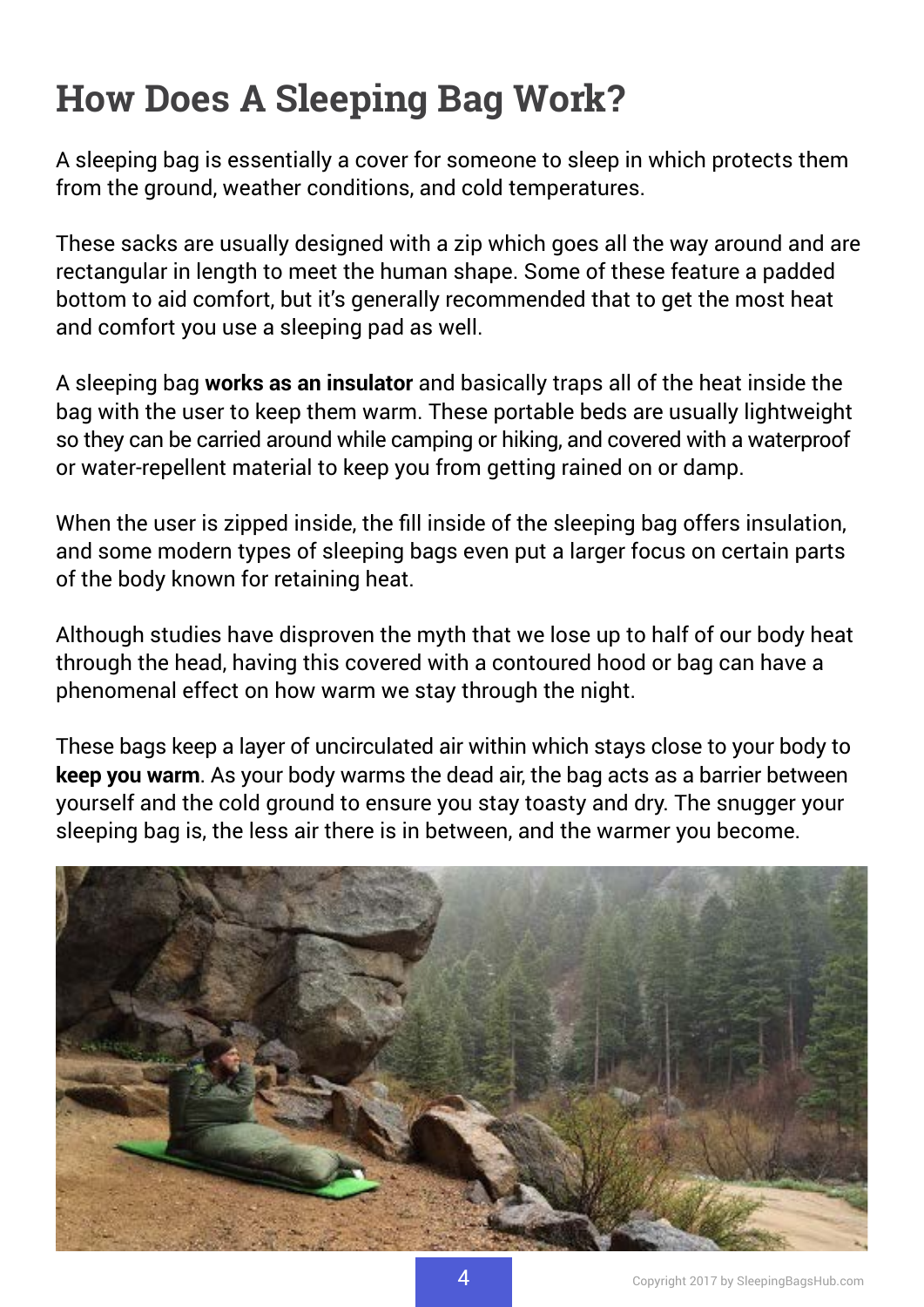# How Does A Sleeping Bag Work?

A sleeping bag is essentially a cover for someone to sleep in which protects them from the ground, weather conditions, and cold temperatures.

These sacks are usually designed with a zip which goes all the way around and are rectangular in length to meet the human shape. Some of these feature a padded bottom to aid comfort, but it's generally recommended that to get the most heat and comfort you use a sleeping pad as well.

A sleeping bag **works as an insulator** and basically traps all of the heat inside the bag with the user to keep them warm. These portable beds are usually lightweight so they can be carried around while camping or hiking, and covered with a waterproof or water-repellent material to keep you from getting rained on or damp.

When the user is zipped inside, the fill inside of the sleeping bag offers insulation, and some modern types of sleeping bags even put a larger focus on certain parts of the body known for retaining heat.

Although studies have disproven the myth that we lose up to half of our body heat through the head, having this covered with a contoured hood or bag can have a phenomenal effect on how warm we stay through the night.

These bags keep a layer of uncirculated air within which stays close to your body to **keep you warm**. As your body warms the dead air, the bag acts as a barrier between yourself and the cold ground to ensure you stay toasty and dry. The snugger your sleeping bag is, the less air there is in between, and the warmer you become.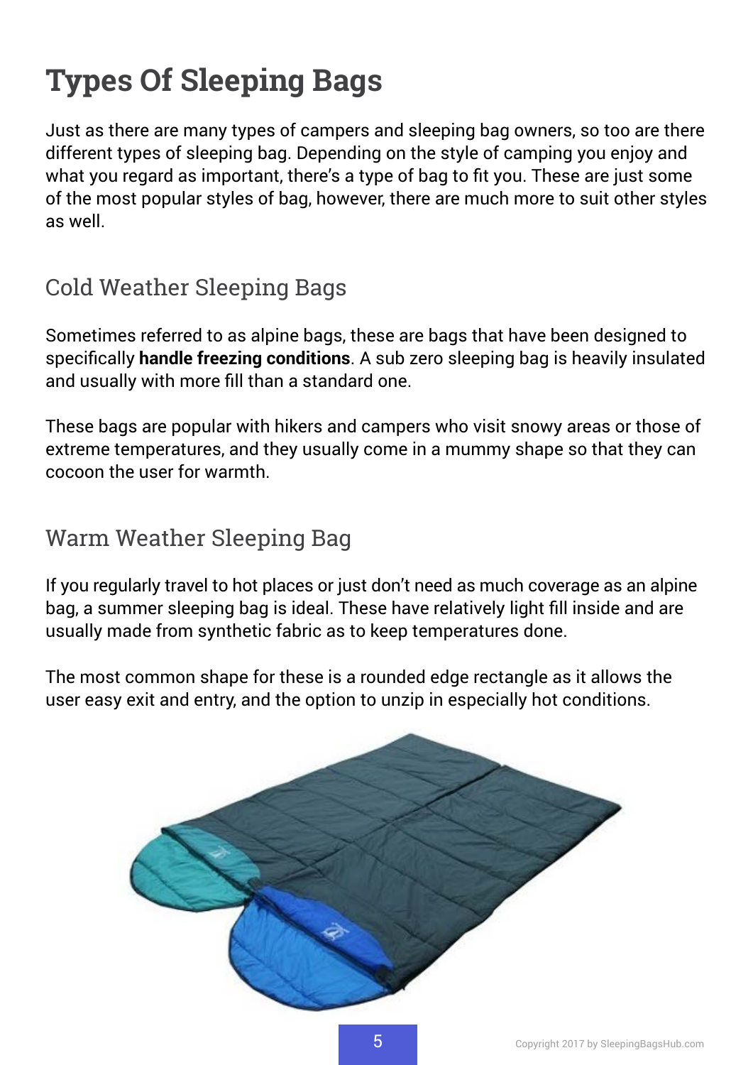# Types Of Sleeping Bags

Just as there are many types of campers and sleeping bag owners, so too are there different types of sleeping bag. Depending on the style of camping you enjoy and what you regard as important, there's a type of bag to fit you. These are just some of the most popular styles of bag, however, there are much more to suit other styles as well.

## Cold Weather Sleeping Bags

Sometimes referred to as alpine bags, these are bags that have been designed to specifically **handle freezing conditions**. A sub zero sleeping bag is heavily insulated and usually with more fill than a standard one.

These bags are popular with hikers and campers who visit snowy areas or those of extreme temperatures, and they usually come in a mummy shape so that they can cocoon the user for warmth.

## Warm Weather Sleeping Bag

If you regularly travel to hot places or just don't need as much coverage as an alpine bag, a summer sleeping bag is ideal. These have relatively light fill inside and are usually made from synthetic fabric as to keep temperatures done.

The most common shape for these is a rounded edge rectangle as it allows the user easy exit and entry, and the option to unzip in especially hot conditions.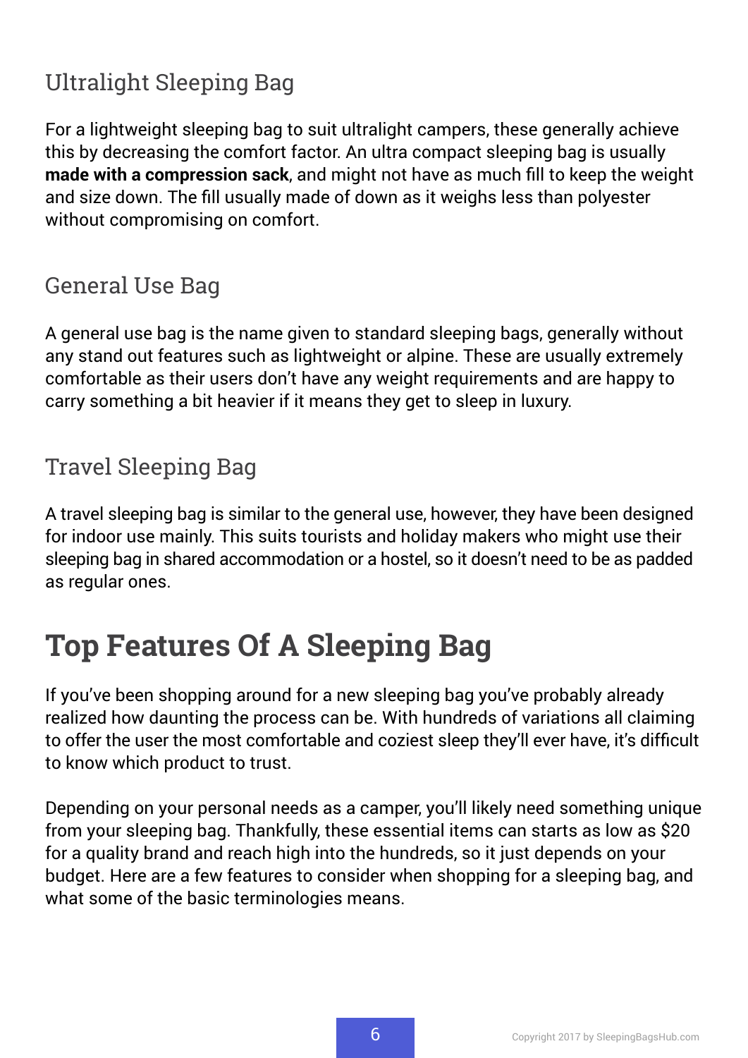### Ultralight Sleeping Bag

For a lightweight sleeping bag to suit ultralight campers, these generally achieve this by decreasing the comfort factor. An ultra compact sleeping bag is usually **made with a compression sack**, and might not have as much fill to keep the weight and size down. The fill usually made of down as it weighs less than polyester without compromising on comfort.

### General Use Bag

A general use bag is the name given to standard sleeping bags, generally without any stand out features such as lightweight or alpine. These are usually extremely comfortable as their users don't have any weight requirements and are happy to carry something a bit heavier if it means they get to sleep in luxury.

### Travel Sleeping Bag

A travel sleeping bag is similar to the general use, however, they have been designed for indoor use mainly. This suits tourists and holiday makers who might use their sleeping bag in shared accommodation or a hostel, so it doesn't need to be as padded as regular ones.

## Top Features Of A Sleeping Bag

If you've been shopping around for a new sleeping bag you've probably already realized how daunting the process can be. With hundreds of variations all claiming to offer the user the most comfortable and coziest sleep they'll ever have, it's difficult to know which product to trust.

Depending on your personal needs as a camper, you'll likely need something unique from your sleeping bag. Thankfully, these essential items can starts as low as $20 for a quality brand and reach high into the hundreds, so it just depends on your budget. Here are a few features to consider when shopping for a sleeping bag, and what some of the basic terminologies means.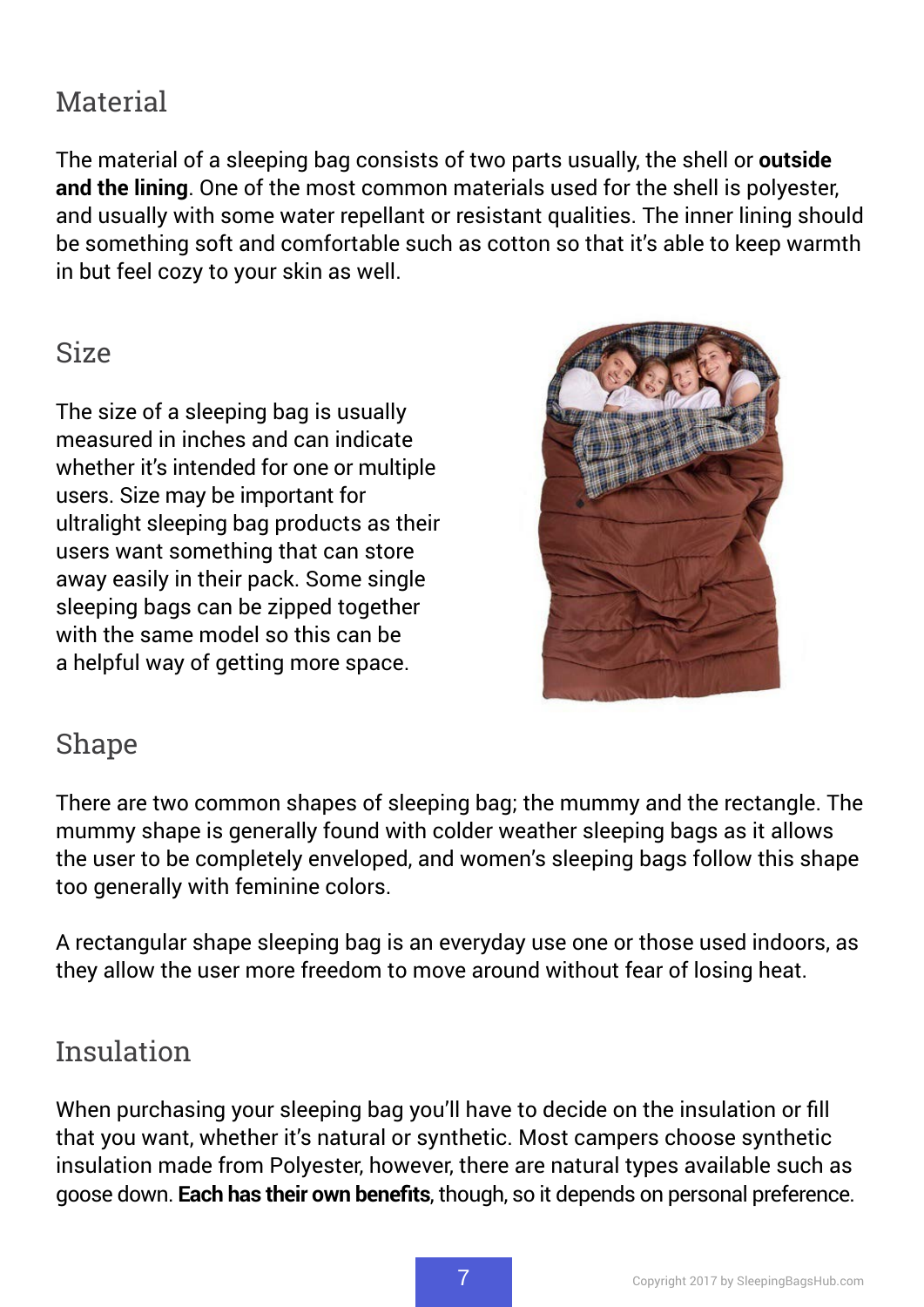## Material

The material of a sleeping bag consists of two parts usually, the shell or **outside and the lining**. One of the most common materials used for the shell is polyester, and usually with some water repellant or resistant qualities. The inner lining should be something soft and comfortable such as cotton so that it's able to keep warmth in but feel cozy to your skin as well.

## Size

The size of a sleeping bag is usually measured in inches and can indicate whether it's intended for one or multiple users. Size may be important for ultralight sleeping bag products as their users want something that can store away easily in their pack. Some single sleeping bags can be zipped together with the same model so this can be a helpful way of getting more space.

## Shape

There are two common shapes of sleeping bag; the mummy and the rectangle. The mummy shape is generally found with colder weather sleeping bags as it allows the user to be completely enveloped, and women's sleeping bags follow this shape too generally with feminine colors.

A rectangular shape sleeping bag is an everyday use one or those used indoors, as they allow the user more freedom to move around without fear of losing heat.

## Insulation

When purchasing your sleeping bag you'll have to decide on the insulation or fill that you want, whether it's natural or synthetic. Most campers choose synthetic insulation made from Polyester, however, there are natural types available such as goose down. **Each has their own benefits**, though, so it depends on personal preference.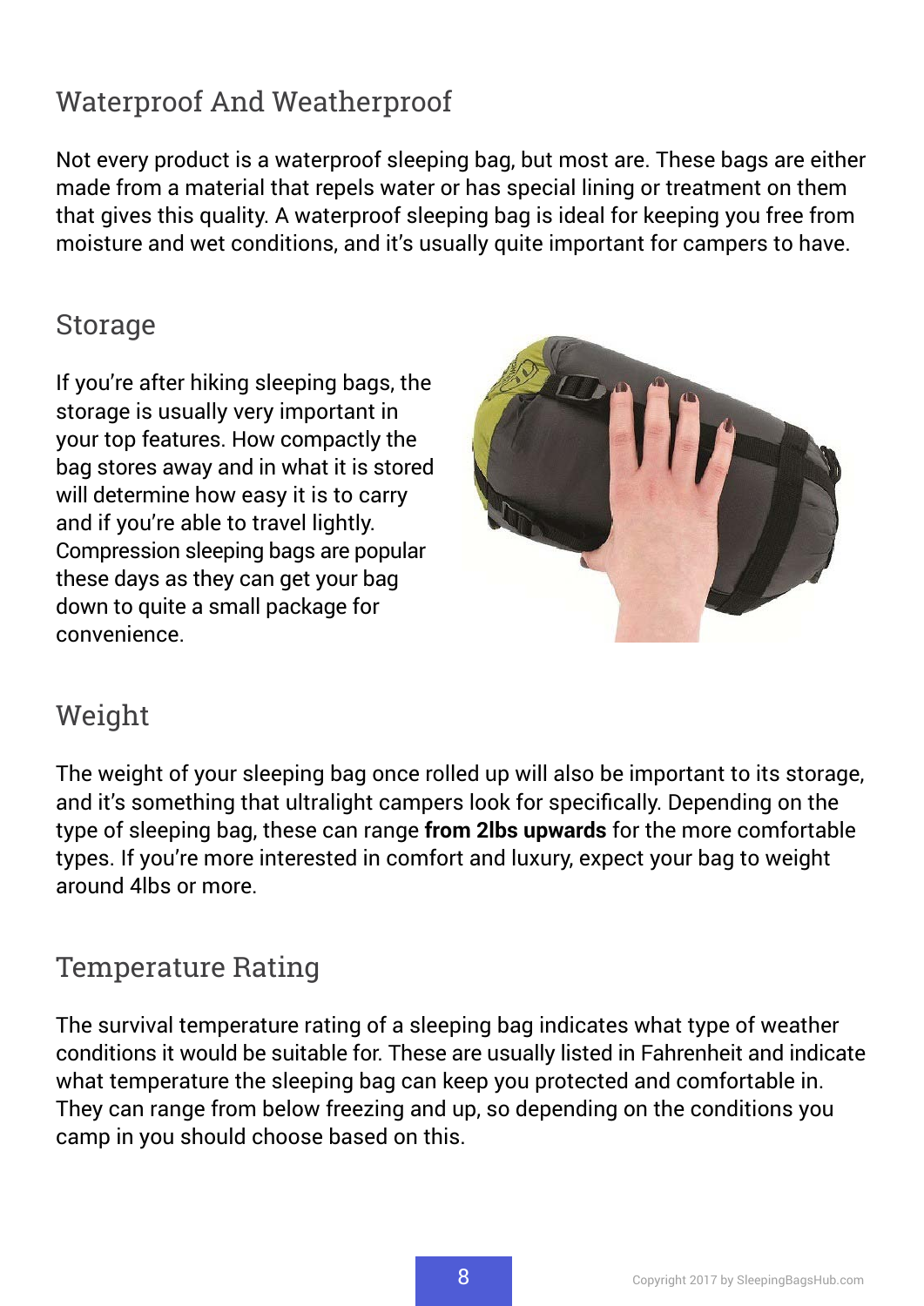## Waterproof And Weatherproof

Not every product is a waterproof sleeping bag, but most are. These bags are either made from a material that repels water or has special lining or treatment on them that gives this quality. A waterproof sleeping bag is ideal for keeping you free from moisture and wet conditions, and it's usually quite important for campers to have.

## Storage

If you're after hiking sleeping bags, the storage is usually very important in your top features. How compactly the bag stores away and in what it is stored will determine how easy it is to carry and if you're able to travel lightly. Compression sleeping bags are popular these days as they can get your bag down to quite a small package for convenience.

## Weight

The weight of your sleeping bag once rolled up will also be important to its storage, and it's something that ultralight campers look for specifically. Depending on the type of sleeping bag, these can range **from 2lbs upwards** for the more comfortable types. If you're more interested in comfort and luxury, expect your bag to weight around 4lbs or more.

## Temperature Rating

The survival temperature rating of a sleeping bag indicates what type of weather conditions it would be suitable for. These are usually listed in Fahrenheit and indicate what temperature the sleeping bag can keep you protected and comfortable in. They can range from below freezing and up, so depending on the conditions you camp in you should choose based on this.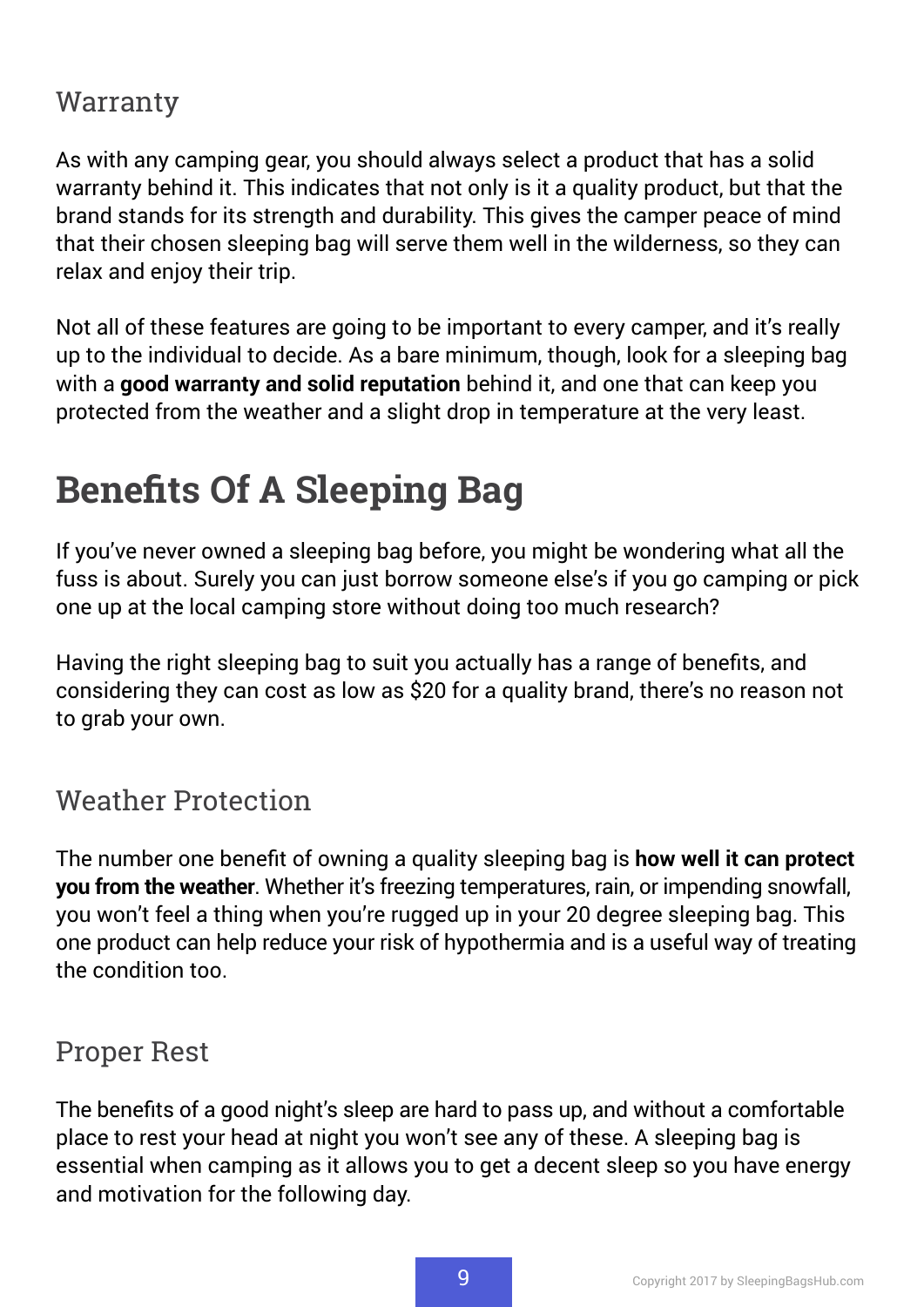### Warranty

As with any camping gear, you should always select a product that has a solid warranty behind it. This indicates that not only is it a quality product, but that the brand stands for its strength and durability. This gives the camper peace of mind that their chosen sleeping bag will serve them well in the wilderness, so they can relax and enjoy their trip.

Not all of these features are going to be important to every camper, and it's really up to the individual to decide. As a bare minimum, though, look for a sleeping bag with a **good warranty and solid reputation** behind it, and one that can keep you protected from the weather and a slight drop in temperature at the very least.

## Benefits Of A Sleeping Bag

If you've never owned a sleeping bag before, you might be wondering what all the fuss is about. Surely you can just borrow someone else's if you go camping or pick one up at the local camping store without doing too much research?

Having the right sleeping bag to suit you actually has a range of benefits, and considering they can cost as low as $20 for a quality brand, there's no reason not to grab your own.

### Weather Protection

The number one benefit of owning a quality sleeping bag is **how well it can protect you from the weather**. Whether it's freezing temperatures, rain, or impending snowfall, you won't feel a thing when you're rugged up in your 20 degree sleeping bag. This one product can help reduce your risk of hypothermia and is a useful way of treating the condition too.

### Proper Rest

The benefits of a good night's sleep are hard to pass up, and without a comfortable place to rest your head at night you won't see any of these. A sleeping bag is essential when camping as it allows you to get a decent sleep so you have energy and motivation for the following day.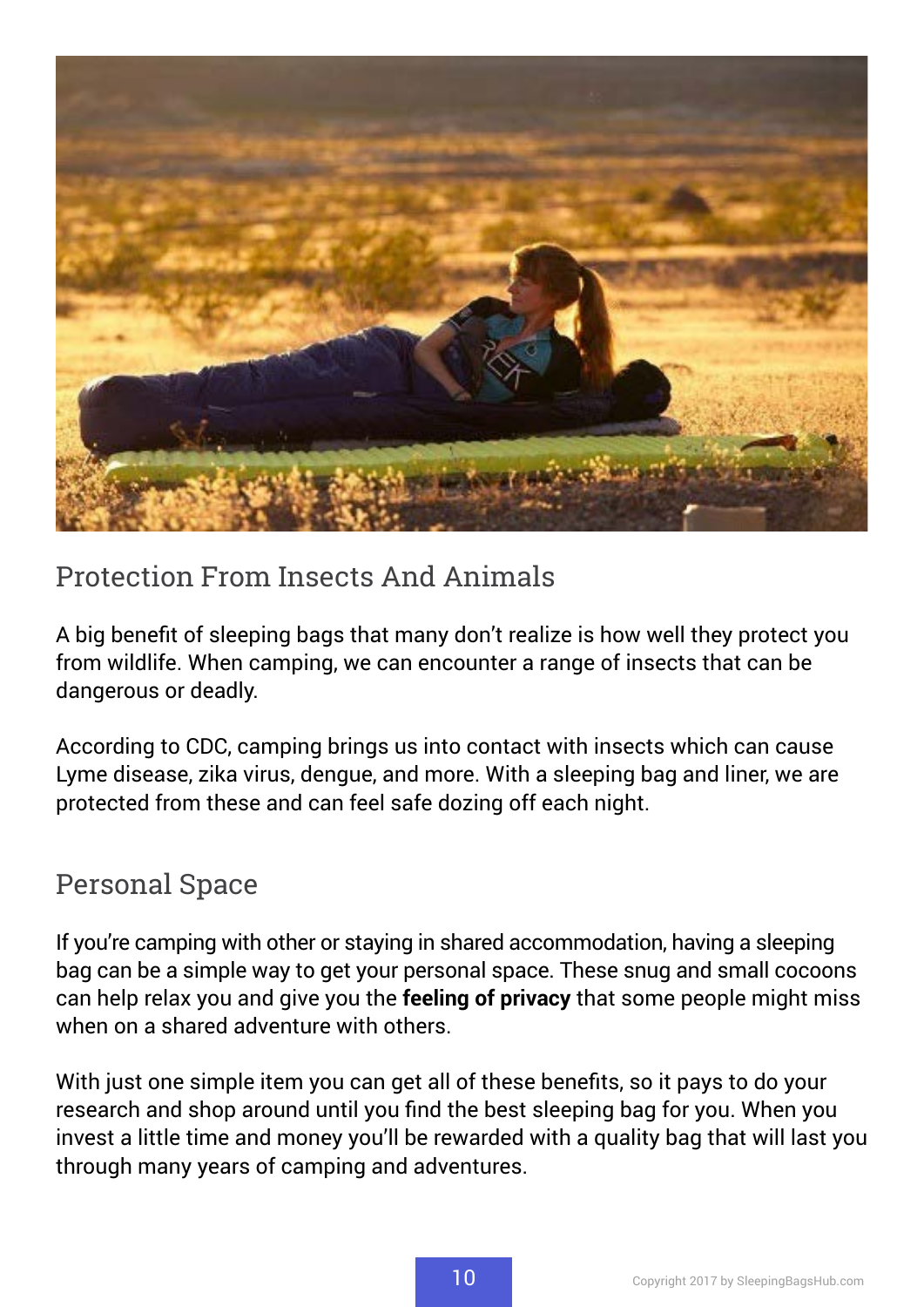## Protection From Insects And Animals

A big benefit of sleeping bags that many don't realize is how well they protect you from wildlife. When camping, we can encounter a range of insects that can be dangerous or deadly.

According to CDC, camping brings us into contact with insects which can cause Lyme disease, zika virus, dengue, and more. With a sleeping bag and liner, we are protected from these and can feel safe dozing off each night.

## Personal Space

If you're camping with other or staying in shared accommodation, having a sleeping bag can be a simple way to get your personal space. These snug and small cocoons can help relax you and give you the **feeling of privacy** that some people might miss when on a shared adventure with others.

With just one simple item you can get all of these benefits, so it pays to do your research and shop around until you find the best sleeping bag for you. When you invest a little time and money you'll be rewarded with a quality bag that will last you through many years of camping and adventures.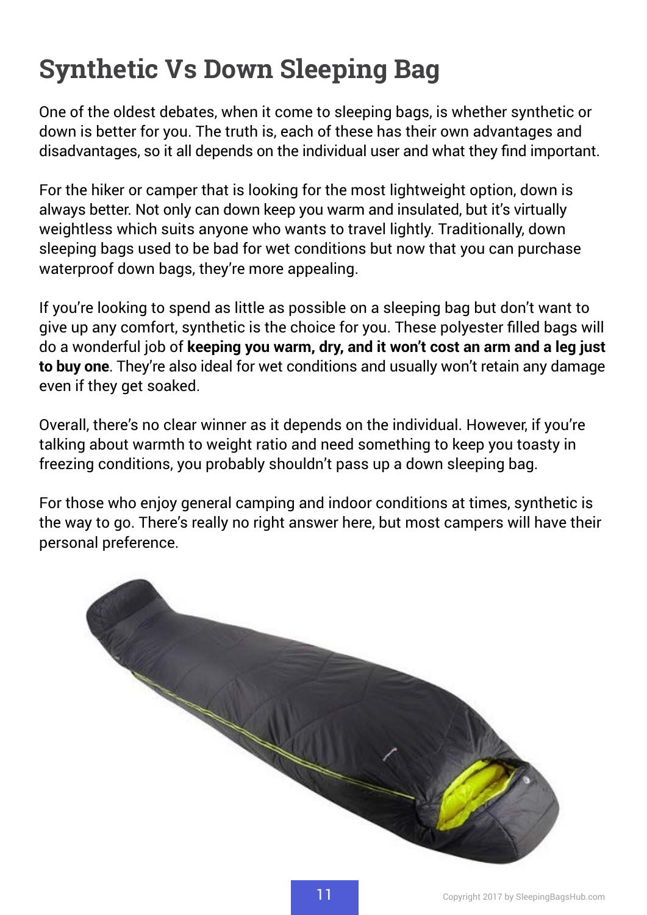# Synthetic Vs Down Sleeping Bag

One of the oldest debates, when it come to sleeping bags, is whether synthetic or down is better for you. The truth is, each of these has their own advantages and disadvantages, so it all depends on the individual user and what they find important.

For the hiker or camper that is looking for the most lightweight option, down is always better. Not only can down keep you warm and insulated, but it's virtually weightless which suits anyone who wants to travel lightly. Traditionally, down sleeping bags used to be bad for wet conditions but now that you can purchase waterproof down bags, they're more appealing.

If you're looking to spend as little as possible on a sleeping bag but don't want to give up any comfort, synthetic is the choice for you. These polyester filled bags will do a wonderful job of **keeping you warm, dry, and it won't cost an arm and a leg just to buy one**. They're also ideal for wet conditions and usually won't retain any damage even if they get soaked.

Overall, there's no clear winner as it depends on the individual. However, if you're talking about warmth to weight ratio and need something to keep you toasty in freezing conditions, you probably shouldn't pass up a down sleeping bag.

For those who enjoy general camping and indoor conditions at times, synthetic is the way to go. There's really no right answer here, but most campers will have their personal preference.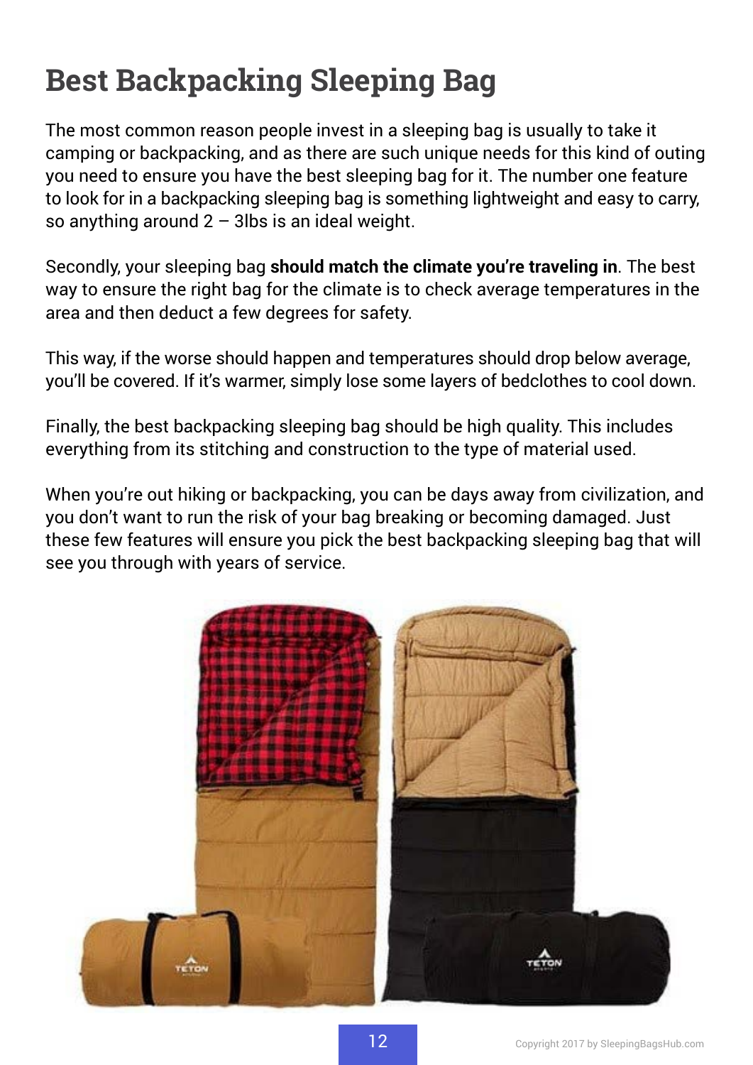# Best Backpacking Sleeping Bag

The most common reason people invest in a sleeping bag is usually to take it camping or backpacking, and as there are such unique needs for this kind of outing you need to ensure you have the best sleeping bag for it. The number one feature to look for in a backpacking sleeping bag is something lightweight and easy to carry, so anything around 2 – 3lbs is an ideal weight.

Secondly, your sleeping bag **should match the climate you're traveling in**. The best way to ensure the right bag for the climate is to check average temperatures in the area and then deduct a few degrees for safety.

This way, if the worse should happen and temperatures should drop below average, you'll be covered. If it's warmer, simply lose some layers of bedclothes to cool down.

Finally, the best backpacking sleeping bag should be high quality. This includes everything from its stitching and construction to the type of material used.

When you're out hiking or backpacking, you can be days away from civilization, and you don't want to run the risk of your bag breaking or becoming damaged. Just these few features will ensure you pick the best backpacking sleeping bag that will see you through with years of service.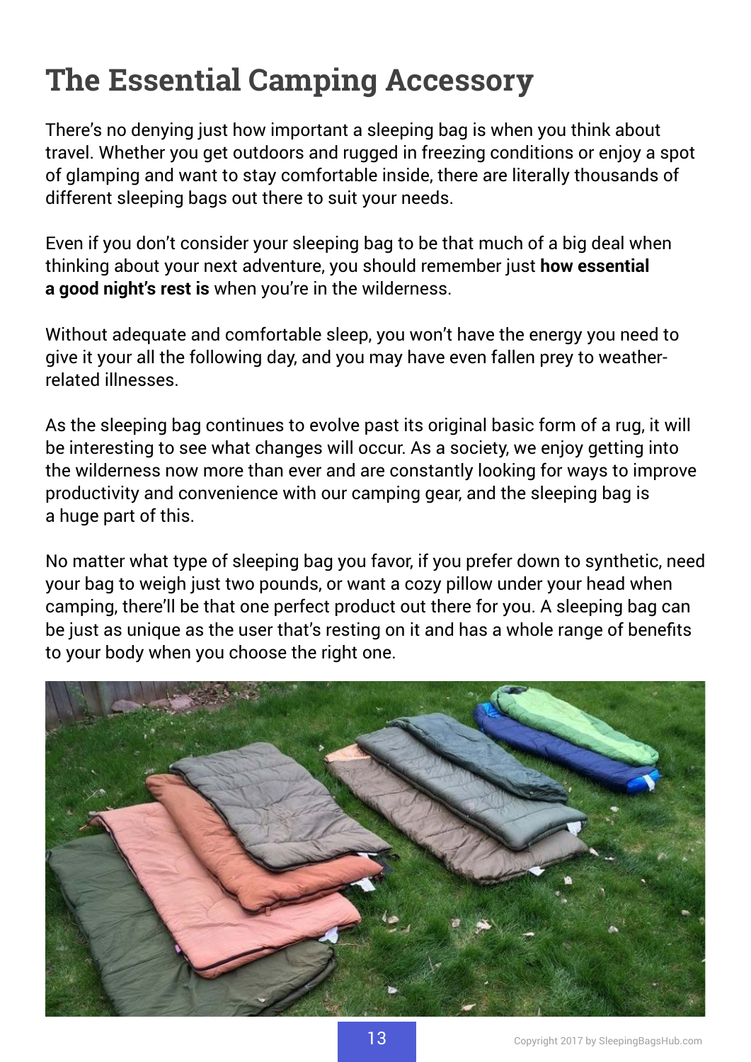# The Essential Camping Accessory

There's no denying just how important a sleeping bag is when you think about travel. Whether you get outdoors and rugged in freezing conditions or enjoy a spot of glamping and want to stay comfortable inside, there are literally thousands of different sleeping bags out there to suit your needs.

Even if you don't consider your sleeping bag to be that much of a big deal when thinking about your next adventure, you should remember just **how essential a good night's rest is** when you're in the wilderness.

Without adequate and comfortable sleep, you won't have the energy you need to give it your all the following day, and you may have even fallen prey to weather-related illnesses.

As the sleeping bag continues to evolve past its original basic form of a rug, it will be interesting to see what changes will occur. As a society, we enjoy getting into the wilderness now more than ever and are constantly looking for ways to improve productivity and convenience with our camping gear, and the sleeping bag is a huge part of this.

No matter what type of sleeping bag you favor, if you prefer down to synthetic, need your bag to weigh just two pounds, or want a cozy pillow under your head when camping, there'll be that one perfect product out there for you. A sleeping bag can be just as unique as the user that's resting on it and has a whole range of benefits to your body when you choose the right one.